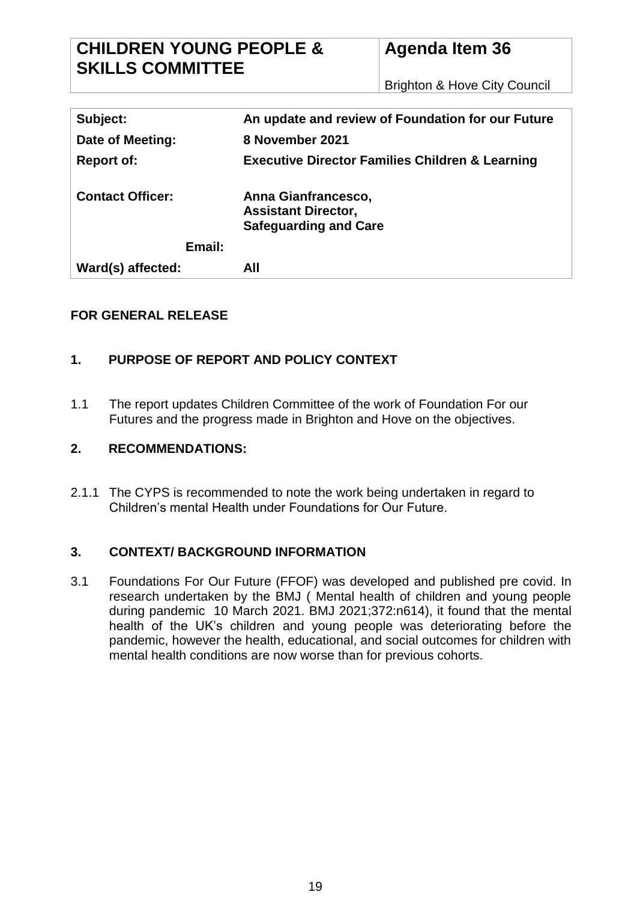| CHILDREN YOUNG PEOPLE & SKILLS COMMITTEE | Agenda Item 36 |
|---|---|
| | Brighton & Hove City Council |

| | |
|---|---|
| **Subject:** | **An update and review of Foundation for our Future** |
| **Date of Meeting:** | **8 November 2021** |
| **Report of:** | **Executive Director Families Children & Learning** |
| **Contact Officer:** | **Anna Gianfrancesco, Assistant Director, Safeguarding and Care** |
| **Email:** | |
| **Ward(s) affected:** | **All** |

**FOR GENERAL RELEASE**

## 1. PURPOSE OF REPORT AND POLICY CONTEXT

1.1 The report updates Children Committee of the work of Foundation For our Futures and the progress made in Brighton and Hove on the objectives.

## 2. RECOMMENDATIONS:

2.1.1 The CYPS is recommended to note the work being undertaken in regard to Children's mental Health under Foundations for Our Future.

## 3. CONTEXT/ BACKGROUND INFORMATION

3.1 Foundations For Our Future (FFOF) was developed and published pre covid. In research undertaken by the BMJ ( Mental health of children and young people during pandemic 10 March 2021. BMJ 2021;372:n614), it found that the mental health of the UK's children and young people was deteriorating before the pandemic, however the health, educational, and social outcomes for children with mental health conditions are now worse than for previous cohorts.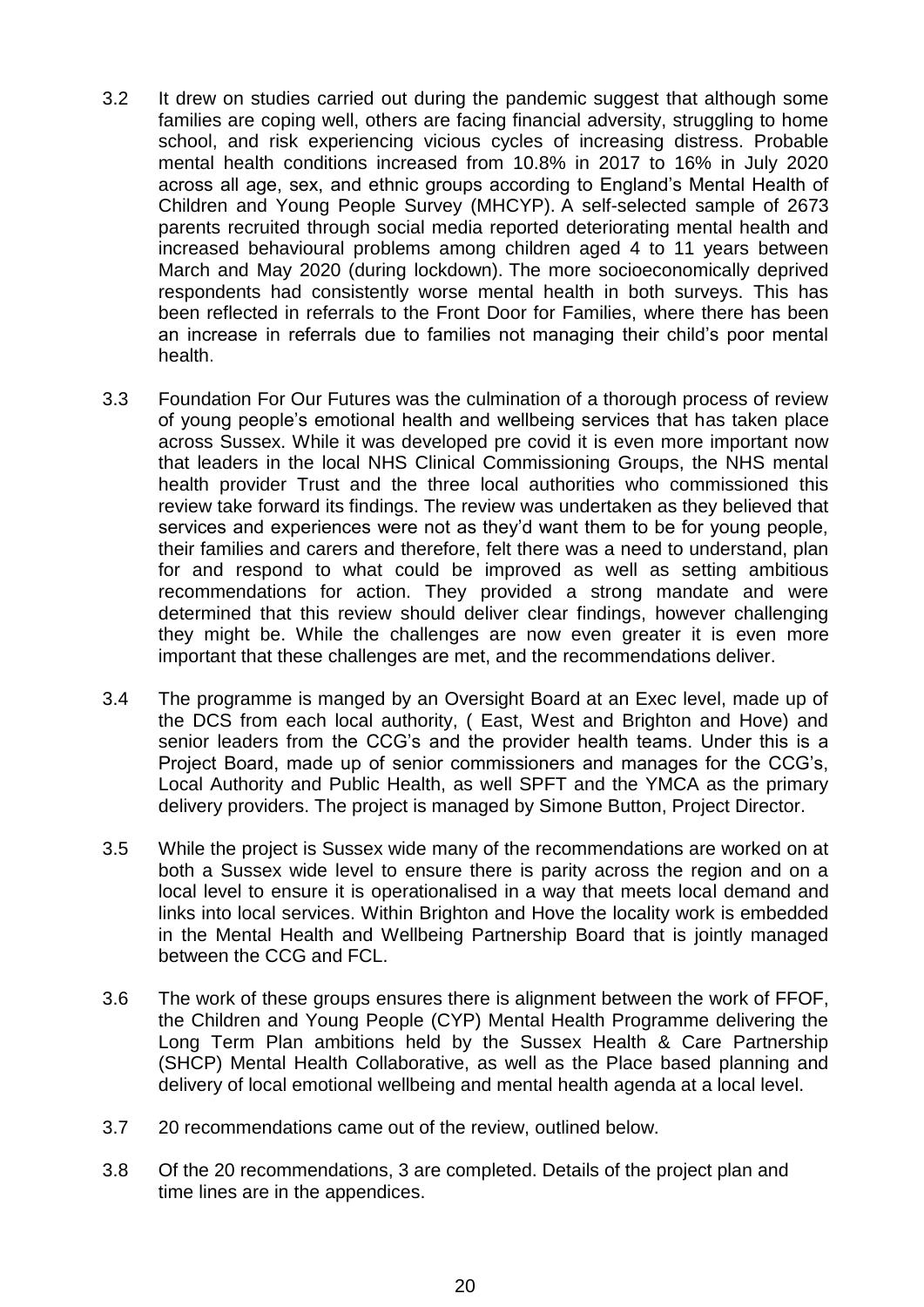3.2 It drew on studies carried out during the pandemic suggest that although some families are coping well, others are facing financial adversity, struggling to home school, and risk experiencing vicious cycles of increasing distress. Probable mental health conditions increased from 10.8% in 2017 to 16% in July 2020 across all age, sex, and ethnic groups according to England's Mental Health of Children and Young People Survey (MHCYP). A self-selected sample of 2673 parents recruited through social media reported deteriorating mental health and increased behavioural problems among children aged 4 to 11 years between March and May 2020 (during lockdown). The more socioeconomically deprived respondents had consistently worse mental health in both surveys. This has been reflected in referrals to the Front Door for Families, where there has been an increase in referrals due to families not managing their child's poor mental health.

3.3 Foundation For Our Futures was the culmination of a thorough process of review of young people's emotional health and wellbeing services that has taken place across Sussex. While it was developed pre covid it is even more important now that leaders in the local NHS Clinical Commissioning Groups, the NHS mental health provider Trust and the three local authorities who commissioned this review take forward its findings. The review was undertaken as they believed that services and experiences were not as they'd want them to be for young people, their families and carers and therefore, felt there was a need to understand, plan for and respond to what could be improved as well as setting ambitious recommendations for action. They provided a strong mandate and were determined that this review should deliver clear findings, however challenging they might be. While the challenges are now even greater it is even more important that these challenges are met, and the recommendations deliver.

3.4 The programme is manged by an Oversight Board at an Exec level, made up of the DCS from each local authority, ( East, West and Brighton and Hove) and senior leaders from the CCG's and the provider health teams. Under this is a Project Board, made up of senior commissioners and manages for the CCG's, Local Authority and Public Health, as well SPFT and the YMCA as the primary delivery providers. The project is managed by Simone Button, Project Director.

3.5 While the project is Sussex wide many of the recommendations are worked on at both a Sussex wide level to ensure there is parity across the region and on a local level to ensure it is operationalised in a way that meets local demand and links into local services. Within Brighton and Hove the locality work is embedded in the Mental Health and Wellbeing Partnership Board that is jointly managed between the CCG and FCL.

3.6 The work of these groups ensures there is alignment between the work of FFOF, the Children and Young People (CYP) Mental Health Programme delivering the Long Term Plan ambitions held by the Sussex Health & Care Partnership (SHCP) Mental Health Collaborative, as well as the Place based planning and delivery of local emotional wellbeing and mental health agenda at a local level.

3.7 20 recommendations came out of the review, outlined below.

3.8 Of the 20 recommendations, 3 are completed. Details of the project plan and time lines are in the appendices.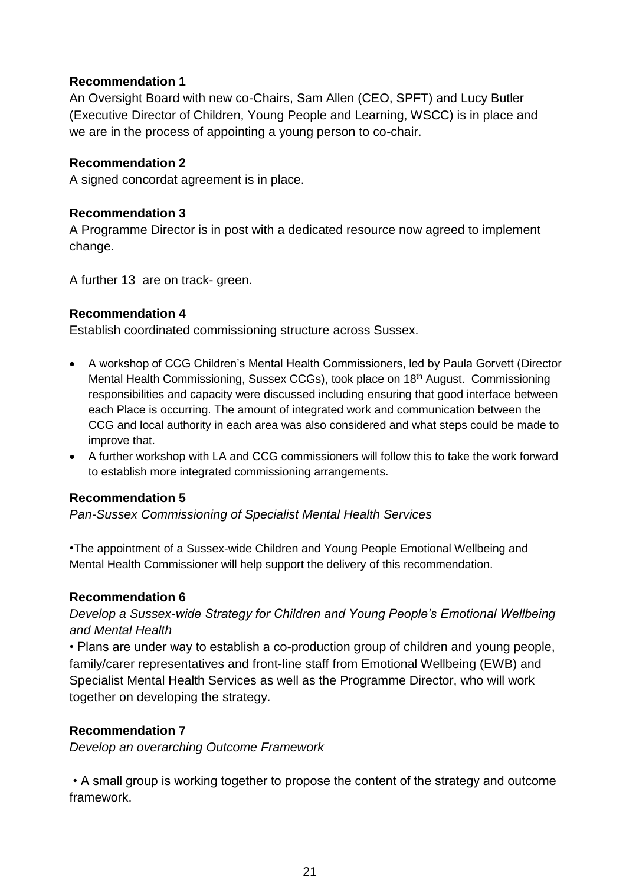**Recommendation 1**

An Oversight Board with new co-Chairs, Sam Allen (CEO, SPFT) and Lucy Butler (Executive Director of Children, Young People and Learning, WSCC) is in place and we are in the process of appointing a young person to co-chair.

**Recommendation 2**

A signed concordat agreement is in place.

**Recommendation 3**

A Programme Director is in post with a dedicated resource now agreed to implement change.

A further 13 are on track- green.

**Recommendation 4**

Establish coordinated commissioning structure across Sussex.

- A workshop of CCG Children's Mental Health Commissioners, led by Paula Gorvett (Director Mental Health Commissioning, Sussex CCGs), took place on 18th August. Commissioning responsibilities and capacity were discussed including ensuring that good interface between each Place is occurring. The amount of integrated work and communication between the CCG and local authority in each area was also considered and what steps could be made to improve that.
- A further workshop with LA and CCG commissioners will follow this to take the work forward to establish more integrated commissioning arrangements.

**Recommendation 5**

*Pan-Sussex Commissioning of Specialist Mental Health Services*

•The appointment of a Sussex-wide Children and Young People Emotional Wellbeing and Mental Health Commissioner will help support the delivery of this recommendation.

**Recommendation 6**

*Develop a Sussex-wide Strategy for Children and Young People's Emotional Wellbeing and Mental Health*

• Plans are under way to establish a co-production group of children and young people, family/carer representatives and front-line staff from Emotional Wellbeing (EWB) and Specialist Mental Health Services as well as the Programme Director, who will work together on developing the strategy.

**Recommendation 7**

*Develop an overarching Outcome Framework*

• A small group is working together to propose the content of the strategy and outcome framework.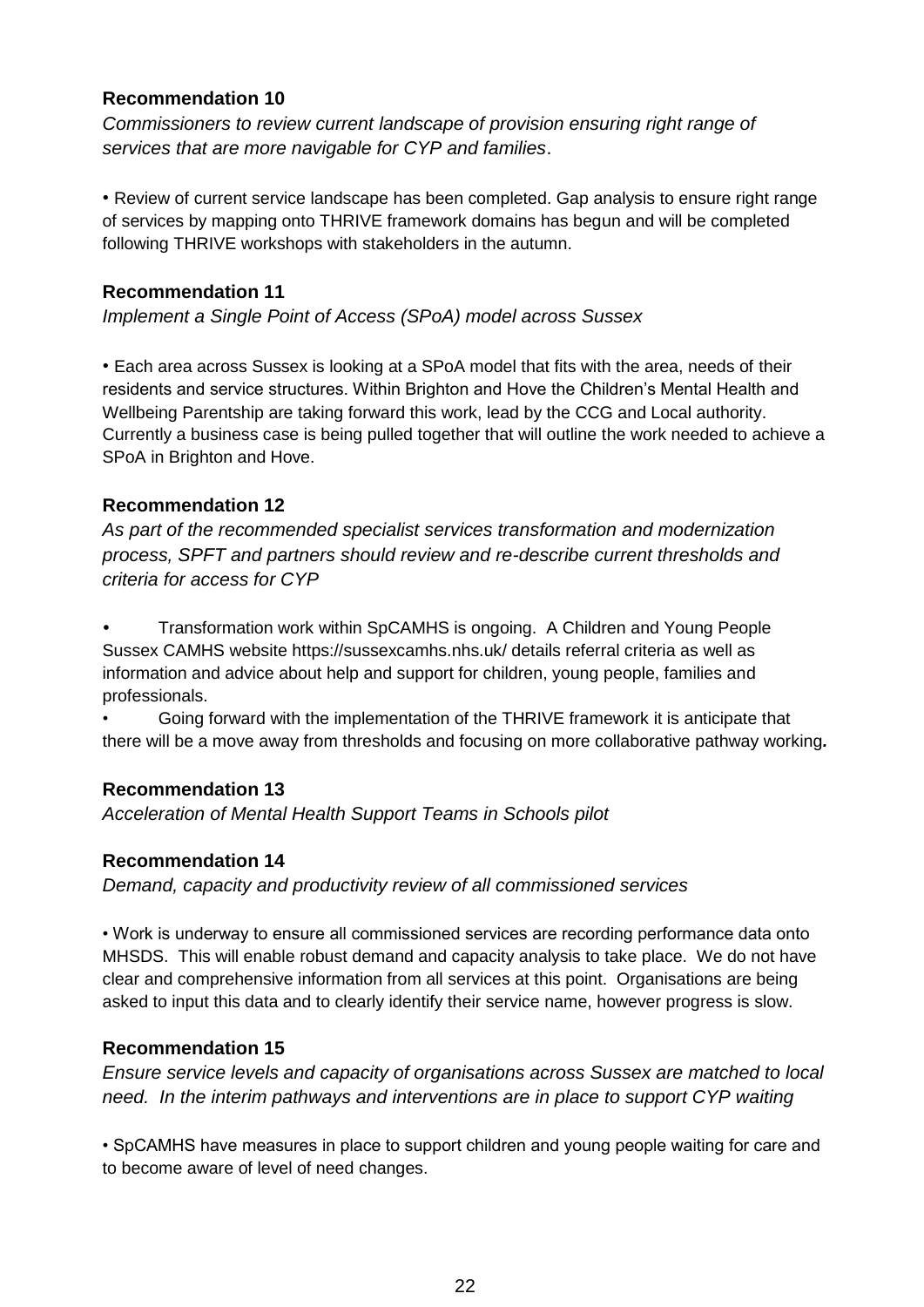**Recommendation 10**

*Commissioners to review current landscape of provision ensuring right range of services that are more navigable for CYP and families*.

• Review of current service landscape has been completed. Gap analysis to ensure right range of services by mapping onto THRIVE framework domains has begun and will be completed following THRIVE workshops with stakeholders in the autumn.

**Recommendation 11**

*Implement a Single Point of Access (SPoA) model across Sussex*

• Each area across Sussex is looking at a SPoA model that fits with the area, needs of their residents and service structures. Within Brighton and Hove the Children's Mental Health and Wellbeing Parentship are taking forward this work, lead by the CCG and Local authority. Currently a business case is being pulled together that will outline the work needed to achieve a SPoA in Brighton and Hove.

**Recommendation 12**

*As part of the recommended specialist services transformation and modernization process, SPFT and partners should review and re-describe current thresholds and criteria for access for CYP*

- Transformation work within SpCAMHS is ongoing. A Children and Young People Sussex CAMHS website https://sussexcamhs.nhs.uk/ details referral criteria as well as information and advice about help and support for children, young people, families and professionals.
- Going forward with the implementation of the THRIVE framework it is anticipate that there will be a move away from thresholds and focusing on more collaborative pathway working***.***

**Recommendation 13**

*Acceleration of Mental Health Support Teams in Schools pilot*

**Recommendation 14**

*Demand, capacity and productivity review of all commissioned services*

• Work is underway to ensure all commissioned services are recording performance data onto MHSDS. This will enable robust demand and capacity analysis to take place. We do not have clear and comprehensive information from all services at this point. Organisations are being asked to input this data and to clearly identify their service name, however progress is slow.

**Recommendation 15**

*Ensure service levels and capacity of organisations across Sussex are matched to local need. In the interim pathways and interventions are in place to support CYP waiting*

• SpCAMHS have measures in place to support children and young people waiting for care and to become aware of level of need changes.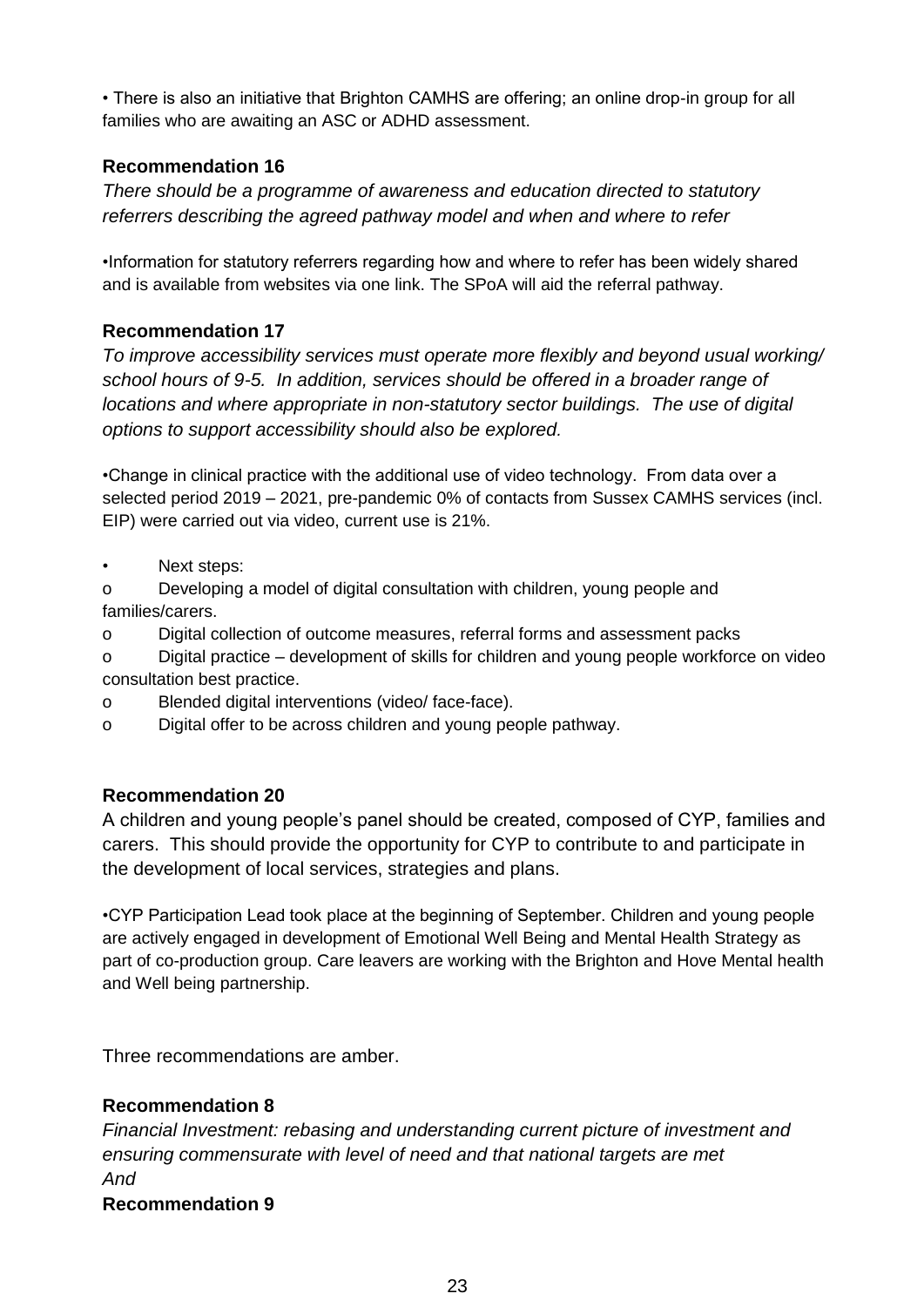• There is also an initiative that Brighton CAMHS are offering; an online drop-in group for all families who are awaiting an ASC or ADHD assessment.

**Recommendation 16**

*There should be a programme of awareness and education directed to statutory referrers describing the agreed pathway model and when and where to refer*

•Information for statutory referrers regarding how and where to refer has been widely shared and is available from websites via one link. The SPoA will aid the referral pathway.

**Recommendation 17**

*To improve accessibility services must operate more flexibly and beyond usual working/ school hours of 9-5. In addition, services should be offered in a broader range of locations and where appropriate in non-statutory sector buildings. The use of digital options to support accessibility should also be explored.*

•Change in clinical practice with the additional use of video technology. From data over a selected period 2019 – 2021, pre-pandemic 0% of contacts from Sussex CAMHS services (incl. EIP) were carried out via video, current use is 21%.

- Next steps:
  - o Developing a model of digital consultation with children, young people and families/carers.
  - o Digital collection of outcome measures, referral forms and assessment packs
  - o Digital practice – development of skills for children and young people workforce on video consultation best practice.
  - o Blended digital interventions (video/ face-face).
  - o Digital offer to be across children and young people pathway.

**Recommendation 20**

A children and young people's panel should be created, composed of CYP, families and carers. This should provide the opportunity for CYP to contribute to and participate in the development of local services, strategies and plans.

•CYP Participation Lead took place at the beginning of September. Children and young people are actively engaged in development of Emotional Well Being and Mental Health Strategy as part of co-production group. Care leavers are working with the Brighton and Hove Mental health and Well being partnership.

Three recommendations are amber.

**Recommendation 8**

*Financial Investment: rebasing and understanding current picture of investment and ensuring commensurate with level of need and that national targets are met*

*And*

**Recommendation 9**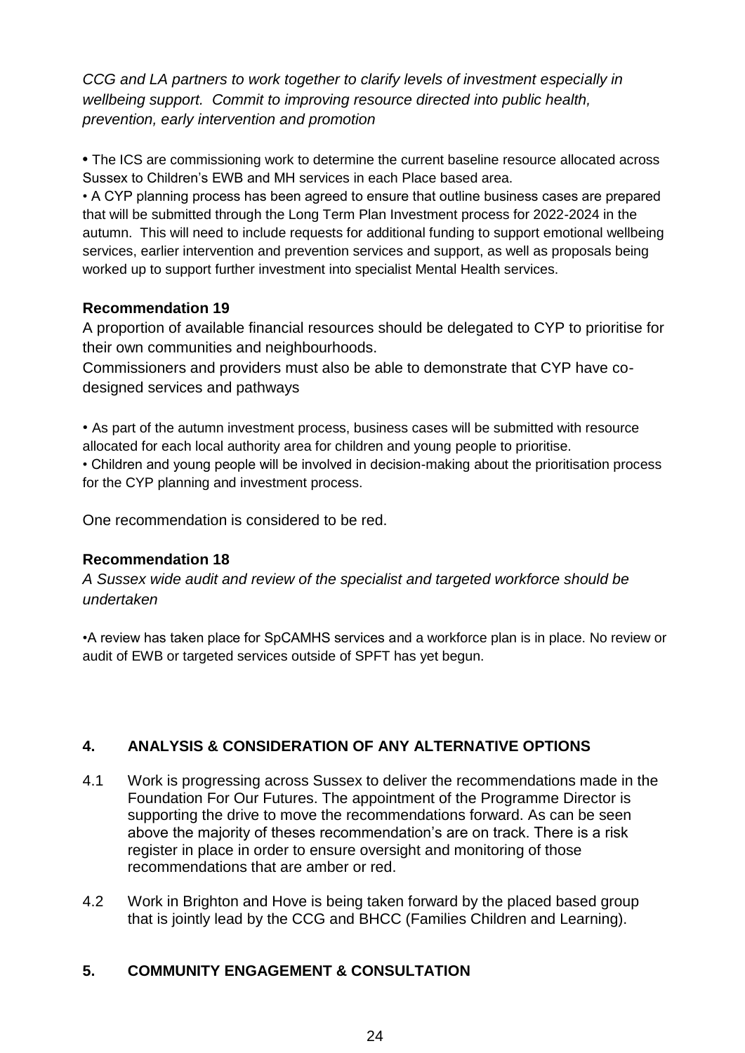*CCG and LA partners to work together to clarify levels of investment especially in wellbeing support. Commit to improving resource directed into public health, prevention, early intervention and promotion*

- The ICS are commissioning work to determine the current baseline resource allocated across Sussex to Children's EWB and MH services in each Place based area.
- A CYP planning process has been agreed to ensure that outline business cases are prepared that will be submitted through the Long Term Plan Investment process for 2022-2024 in the autumn. This will need to include requests for additional funding to support emotional wellbeing services, earlier intervention and prevention services and support, as well as proposals being worked up to support further investment into specialist Mental Health services.

**Recommendation 19**

A proportion of available financial resources should be delegated to CYP to prioritise for their own communities and neighbourhoods.

Commissioners and providers must also be able to demonstrate that CYP have co-designed services and pathways

- As part of the autumn investment process, business cases will be submitted with resource allocated for each local authority area for children and young people to prioritise.
- Children and young people will be involved in decision-making about the prioritisation process for the CYP planning and investment process.

One recommendation is considered to be red.

**Recommendation 18**

*A Sussex wide audit and review of the specialist and targeted workforce should be undertaken*

- A review has taken place for SpCAMHS services and a workforce plan is in place. No review or audit of EWB or targeted services outside of SPFT has yet begun.

## 4. ANALYSIS & CONSIDERATION OF ANY ALTERNATIVE OPTIONS

4.1 Work is progressing across Sussex to deliver the recommendations made in the Foundation For Our Futures. The appointment of the Programme Director is supporting the drive to move the recommendations forward. As can be seen above the majority of theses recommendation's are on track. There is a risk register in place in order to ensure oversight and monitoring of those recommendations that are amber or red.

4.2 Work in Brighton and Hove is being taken forward by the placed based group that is jointly lead by the CCG and BHCC (Families Children and Learning).

## 5. COMMUNITY ENGAGEMENT & CONSULTATION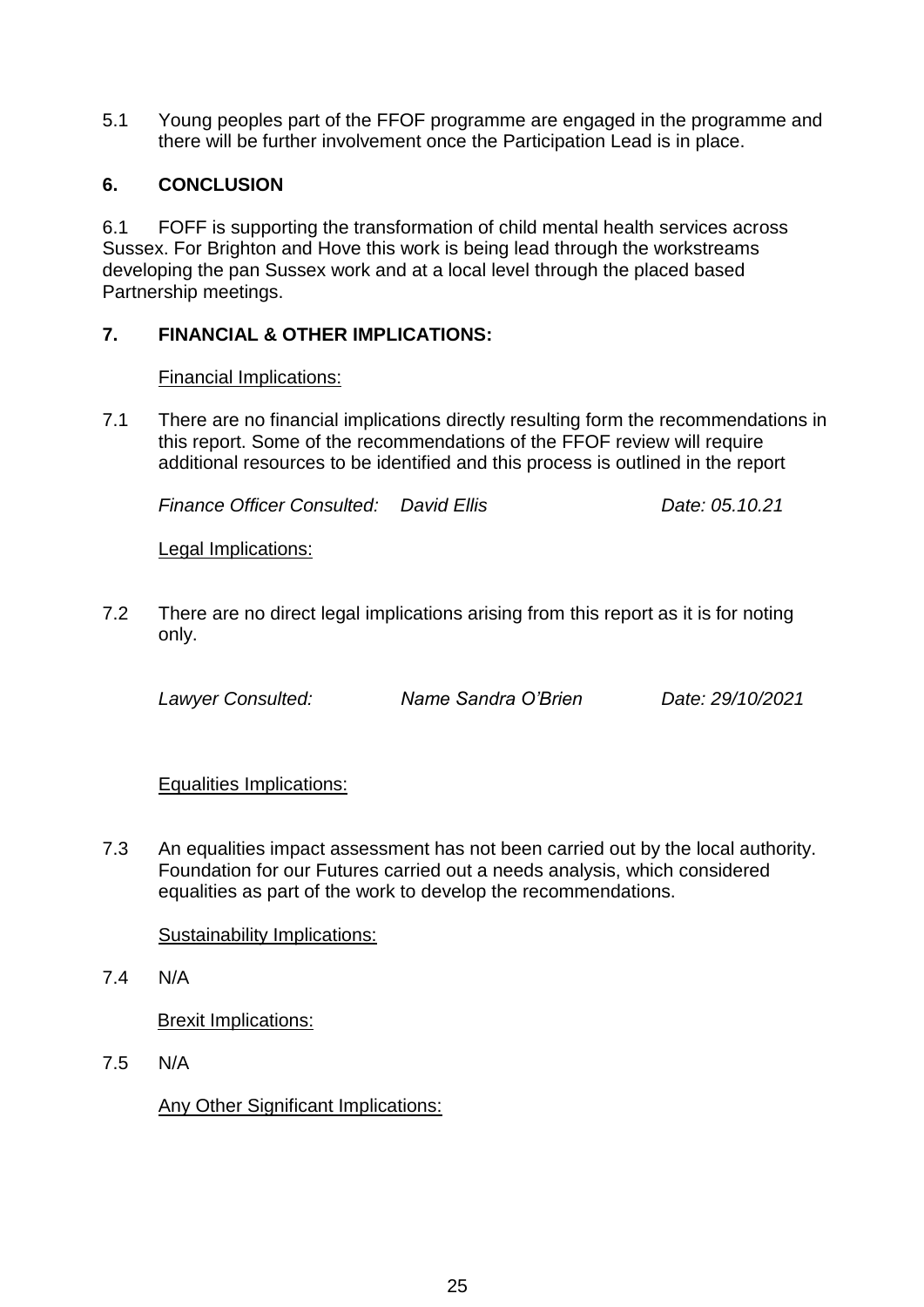5.1 Young peoples part of the FFOF programme are engaged in the programme and there will be further involvement once the Participation Lead is in place.

## 6. CONCLUSION

6.1 FOFF is supporting the transformation of child mental health services across Sussex. For Brighton and Hove this work is being lead through the workstreams developing the pan Sussex work and at a local level through the placed based Partnership meetings.

## 7. FINANCIAL & OTHER IMPLICATIONS:

Financial Implications:

7.1 There are no financial implications directly resulting form the recommendations in this report. Some of the recommendations of the FFOF review will require additional resources to be identified and this process is outlined in the report

*Finance Officer Consulted: David Ellis Date: 05.10.21*

Legal Implications:

7.2 There are no direct legal implications arising from this report as it is for noting only.

*Lawyer Consulted: Name Sandra O'Brien Date: 29/10/2021*

Equalities Implications:

7.3 An equalities impact assessment has not been carried out by the local authority. Foundation for our Futures carried out a needs analysis, which considered equalities as part of the work to develop the recommendations.

Sustainability Implications:

7.4 N/A

Brexit Implications:

7.5 N/A

Any Other Significant Implications: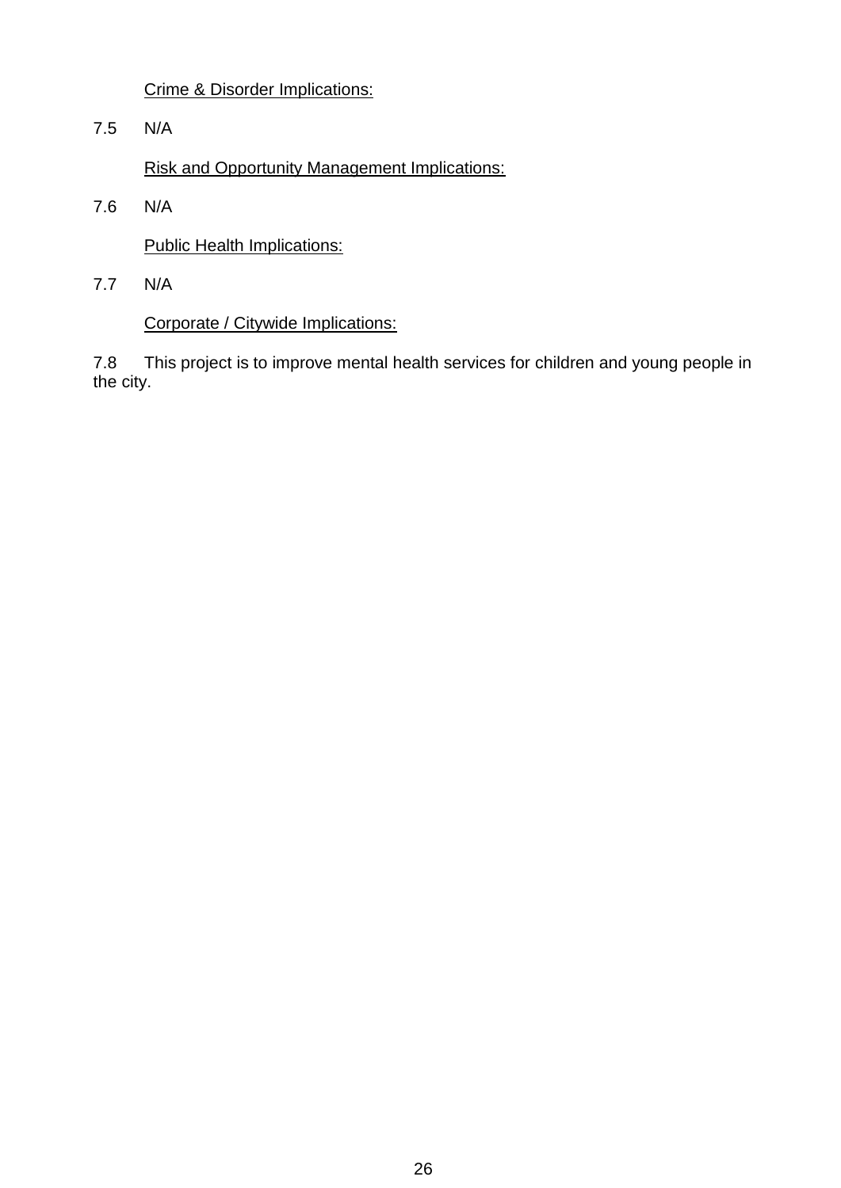Crime & Disorder Implications:

7.5 N/A

Risk and Opportunity Management Implications:

7.6 N/A

Public Health Implications:

7.7 N/A

Corporate / Citywide Implications:

7.8 This project is to improve mental health services for children and young people in the city.